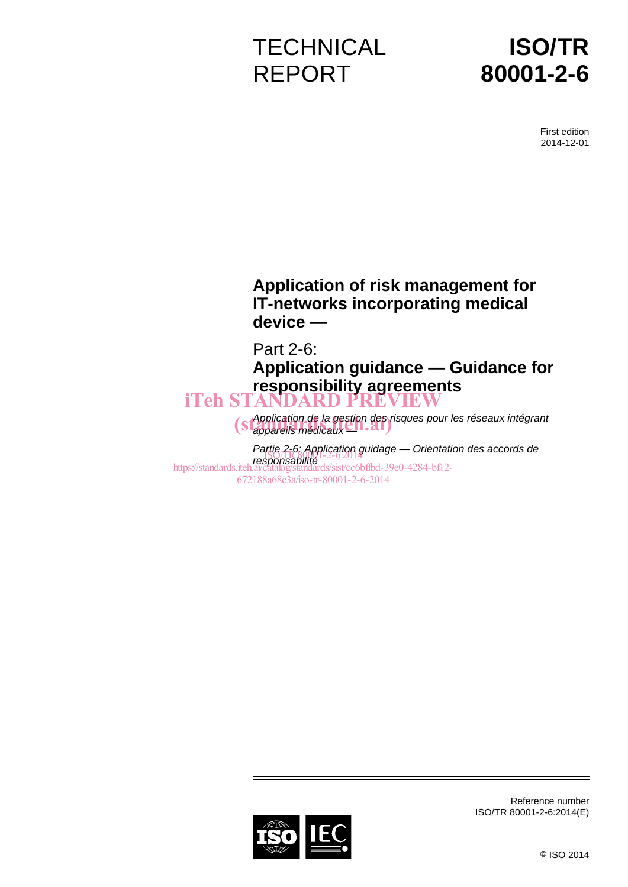TECHNICAL REPORT

# ISO/TR 80001-2-6

First edition
2014-12-01

# Application of risk management for IT-networks incorporating medical device —

## Part 2-6: Application guidance — Guidance for responsibility agreements

iTeh STANDARD PREVIEW
(standards.iteh.ai)

*Application de la gestion des risques pour les réseaux intégrant appareils médicaux —*

*Partie 2-6: Application guidage — Orientation des accords de responsabilite*

ISO/TR 80001-2-6:2014
https://standards.iteh.ai/catalog/standards/sist/cc6bffbd-39e0-4284-bf12-672188a68c3a/iso-tr-80001-2-6-2014

Reference number
ISO/TR 80001-2-6:2014(E)

© ISO 2014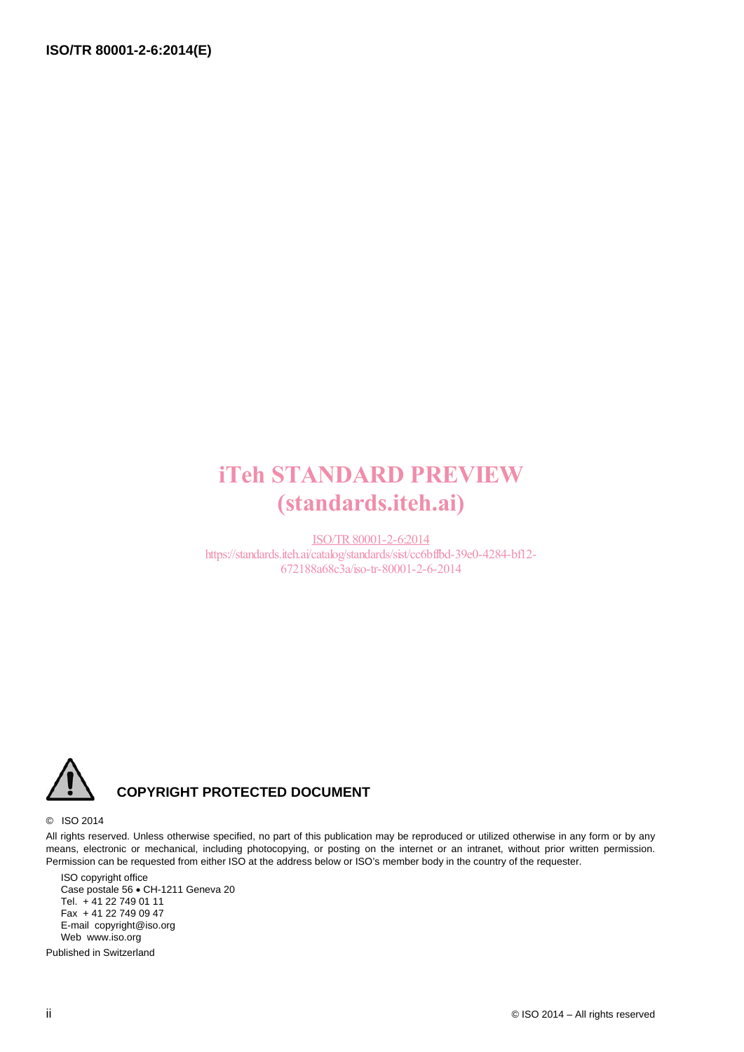iTeh STANDARD PREVIEW
(standards.iteh.ai)

ISO/TR 80001-2-6:2014
https://standards.iteh.ai/catalog/standards/sist/cc6bffbd-39e0-4284-bf12-672188a68c3a/iso-tr-80001-2-6-2014

**COPYRIGHT PROTECTED DOCUMENT**

© ISO 2014

All rights reserved. Unless otherwise specified, no part of this publication may be reproduced or utilized otherwise in any form or by any means, electronic or mechanical, including photocopying, or posting on the internet or an intranet, without prior written permission. Permission can be requested from either ISO at the address below or ISO's member body in the country of the requester.

ISO copyright office
Case postale 56 • CH-1211 Geneva 20
Tel. + 41 22 749 01 11
Fax + 41 22 749 09 47
E-mail copyright@iso.org
Web www.iso.org

Published in Switzerland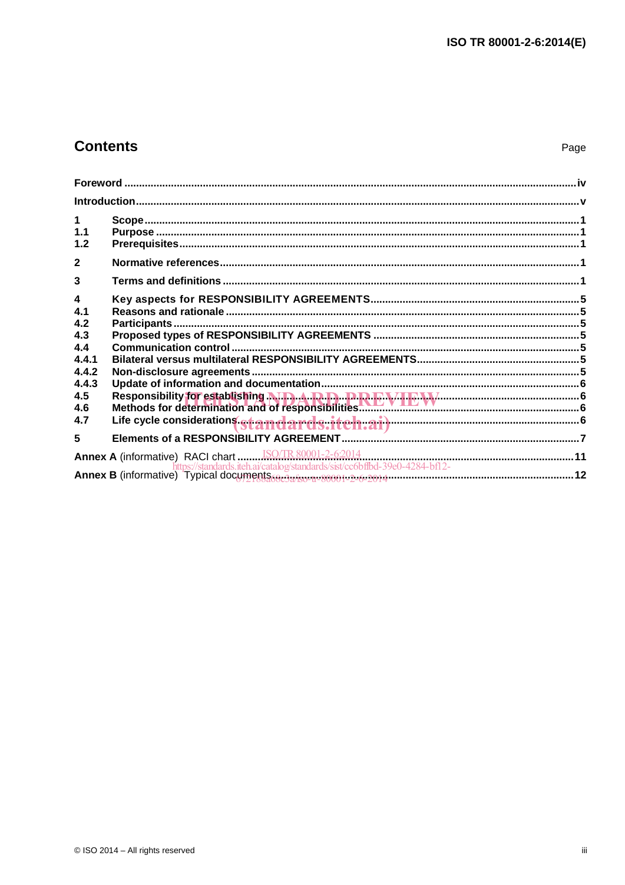# Contents

Page

| | | |
|---|---|---|
| **Foreword** | | **iv** |
| **Introduction** | | **v** |
| **1** | **Scope** | **1** |
| **1.1** | **Purpose** | **1** |
| **1.2** | **Prerequisites** | **1** |
| **2** | **Normative references** | **1** |
| **3** | **Terms and definitions** | **1** |
| **4** | **Key aspects for RESPONSIBILITY AGREEMENTS** | **5** |
| **4.1** | **Reasons and rationale** | **5** |
| **4.2** | **Participants** | **5** |
| **4.3** | **Proposed types of RESPONSIBILITY AGREEMENTS** | **5** |
| **4.4** | **Communication control** | **5** |
| **4.4.1** | **Bilateral versus multilateral RESPONSIBILITY AGREEMENTS** | **5** |
| **4.4.2** | **Non-disclosure agreements** | **5** |
| **4.4.3** | **Update of information and documentation** | **6** |
| **4.5** | **Responsibility for establishing** | **6** |
| **4.6** | **Methods for determination and of responsibilities** | **6** |
| **4.7** | **Life cycle considerations** | **6** |
| **5** | **Elements of a RESPONSIBILITY AGREEMENT** | **7** |
| **Annex A** (informative) | RACI chart | **11** |
| **Annex B** (informative) | Typical documents | **12** |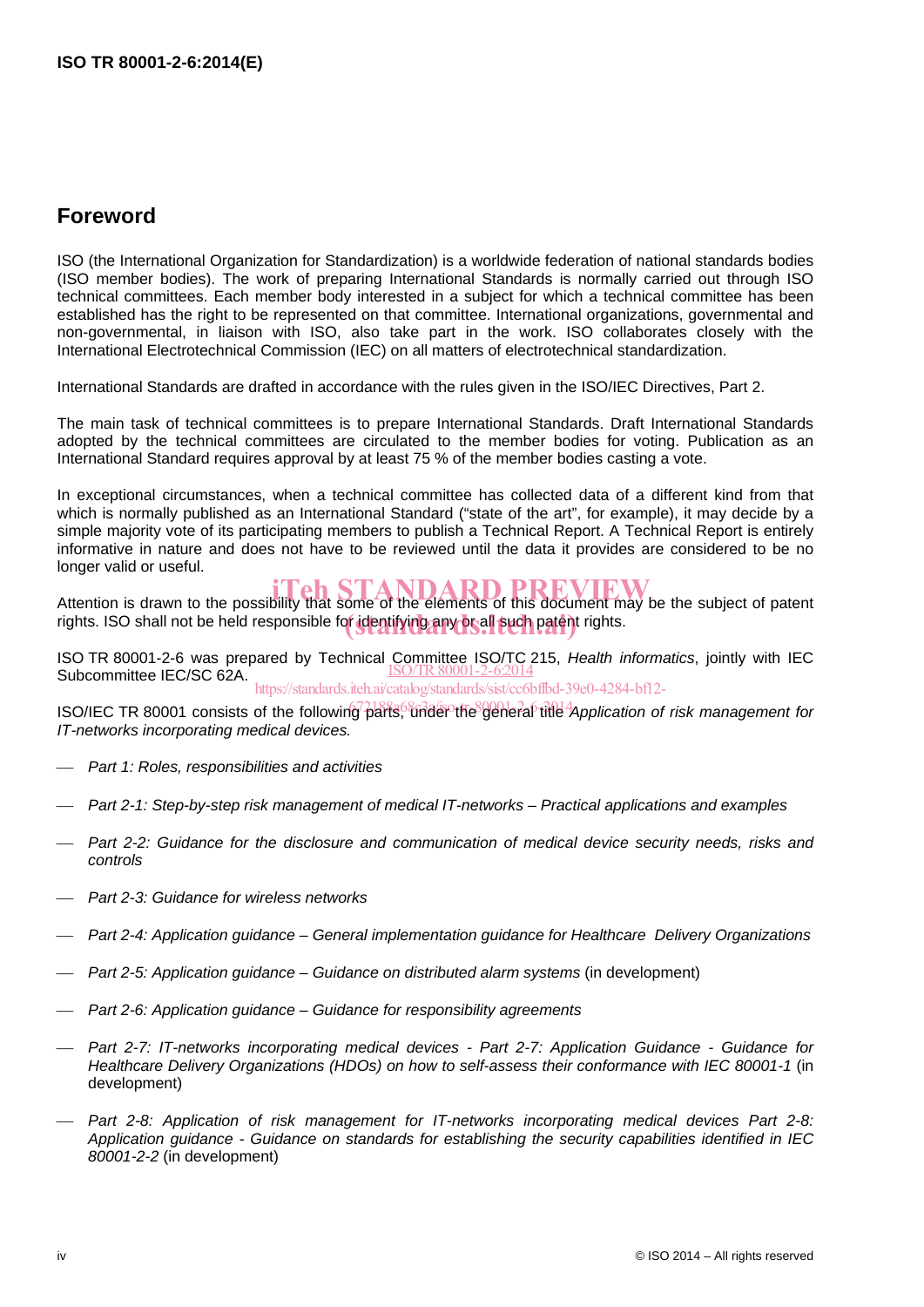## Foreword

ISO (the International Organization for Standardization) is a worldwide federation of national standards bodies (ISO member bodies). The work of preparing International Standards is normally carried out through ISO technical committees. Each member body interested in a subject for which a technical committee has been established has the right to be represented on that committee. International organizations, governmental and non-governmental, in liaison with ISO, also take part in the work. ISO collaborates closely with the International Electrotechnical Commission (IEC) on all matters of electrotechnical standardization.

International Standards are drafted in accordance with the rules given in the ISO/IEC Directives, Part 2.

The main task of technical committees is to prepare International Standards. Draft International Standards adopted by the technical committees are circulated to the member bodies for voting. Publication as an International Standard requires approval by at least 75 % of the member bodies casting a vote.

In exceptional circumstances, when a technical committee has collected data of a different kind from that which is normally published as an International Standard ("state of the art", for example), it may decide by a simple majority vote of its participating members to publish a Technical Report. A Technical Report is entirely informative in nature and does not have to be reviewed until the data it provides are considered to be no longer valid or useful.

Attention is drawn to the possibility that some of the elements of this document may be the subject of patent rights. ISO shall not be held responsible for identifying any or all such patent rights.

ISO TR 80001-2-6 was prepared by Technical Committee ISO/TC 215, *Health informatics*, jointly with IEC Subcommittee IEC/SC 62A.

ISO/IEC TR 80001 consists of the following parts, under the general title *Application of risk management for IT-networks incorporating medical devices.*

- *Part 1: Roles, responsibilities and activities*
- *Part 2-1: Step-by-step risk management of medical IT-networks – Practical applications and examples*
- *Part 2-2: Guidance for the disclosure and communication of medical device security needs, risks and controls*
- *Part 2-3: Guidance for wireless networks*
- *Part 2-4: Application guidance – General implementation guidance for Healthcare Delivery Organizations*
- *Part 2-5: Application guidance – Guidance on distributed alarm systems* (in development)
- *Part 2-6: Application guidance – Guidance for responsibility agreements*
- *Part 2-7: IT-networks incorporating medical devices - Part 2-7: Application Guidance - Guidance for Healthcare Delivery Organizations (HDOs) on how to self-assess their conformance with IEC 80001-1* (in development)
- *Part 2-8: Application of risk management for IT-networks incorporating medical devices Part 2-8: Application guidance - Guidance on standards for establishing the security capabilities identified in IEC 80001-2-2* (in development)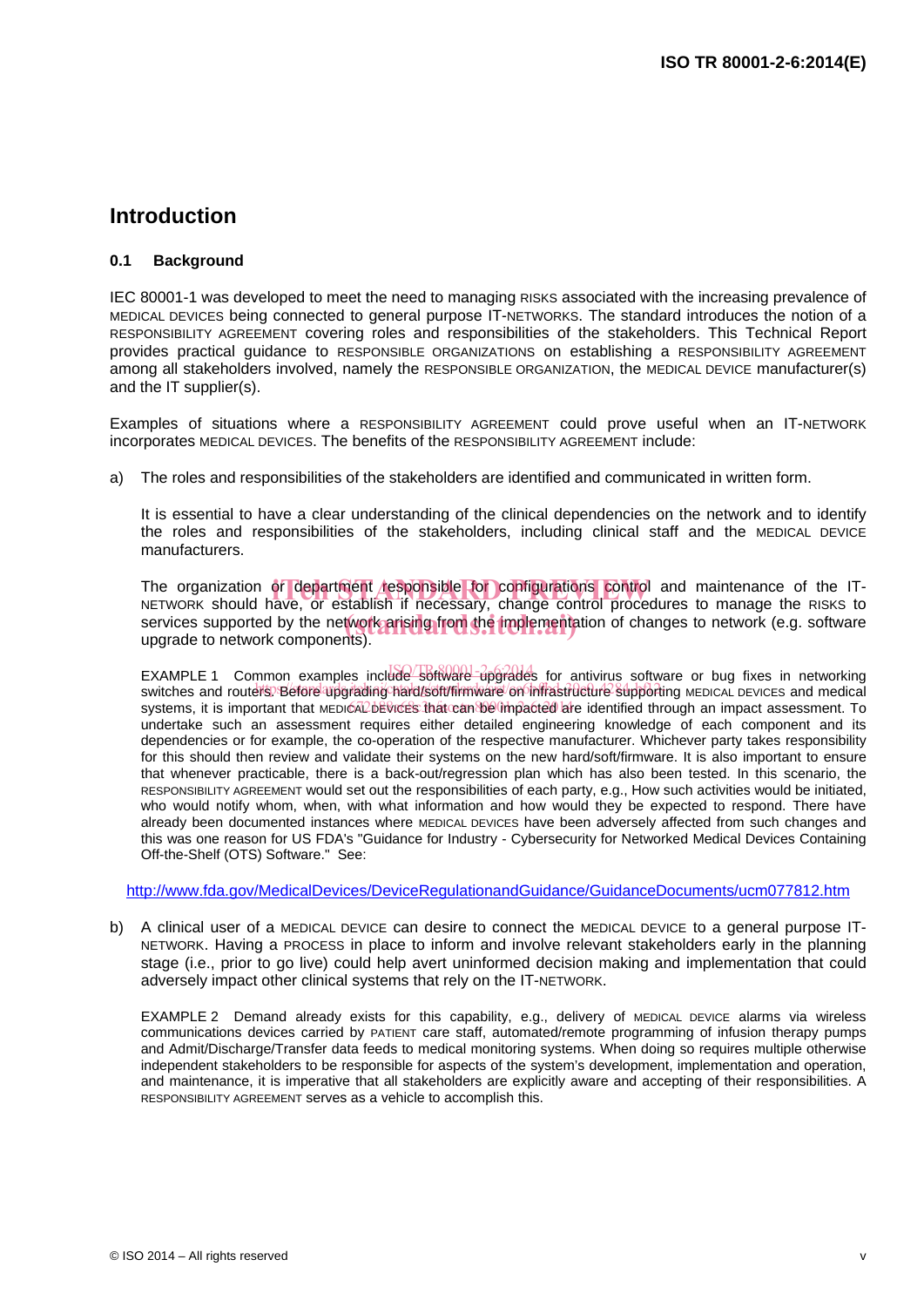# Introduction

## 0.1 Background

IEC 80001-1 was developed to meet the need to managing RISKS associated with the increasing prevalence of MEDICAL DEVICES being connected to general purpose IT-NETWORKS. The standard introduces the notion of a RESPONSIBILITY AGREEMENT covering roles and responsibilities of the stakeholders. This Technical Report provides practical guidance to RESPONSIBLE ORGANIZATIONS on establishing a RESPONSIBILITY AGREEMENT among all stakeholders involved, namely the RESPONSIBLE ORGANIZATION, the MEDICAL DEVICE manufacturer(s) and the IT supplier(s).

Examples of situations where a RESPONSIBILITY AGREEMENT could prove useful when an IT-NETWORK incorporates MEDICAL DEVICES. The benefits of the RESPONSIBILITY AGREEMENT include:

a) The roles and responsibilities of the stakeholders are identified and communicated in written form.

   It is essential to have a clear understanding of the clinical dependencies on the network and to identify the roles and responsibilities of the stakeholders, including clinical staff and the MEDICAL DEVICE manufacturers.

   The organization or department responsible for configurations control and maintenance of the IT-NETWORK should have, or establish if necessary, change control procedures to manage the RISKS to services supported by the network arising from the implementation of changes to network (e.g. software upgrade to network components).

   EXAMPLE 1 Common examples include software upgrades for antivirus software or bug fixes in networking switches and routers. Before upgrading hard/soft/firmware on infrastructure supporting MEDICAL DEVICES and medical systems, it is important that MEDICAL DEVICES that can be impacted are identified through an impact assessment. To undertake such an assessment requires either detailed engineering knowledge of each component and its dependencies or for example, the co-operation of the respective manufacturer. Whichever party takes responsibility for this should then review and validate their systems on the new hard/soft/firmware. It is also important to ensure that whenever practicable, there is a back-out/regression plan which has also been tested. In this scenario, the RESPONSIBILITY AGREEMENT would set out the responsibilities of each party, e.g., How such activities would be initiated, who would notify whom, when, with what information and how would they be expected to respond. There have already been documented instances where MEDICAL DEVICES have been adversely affected from such changes and this was one reason for US FDA's "Guidance for Industry - Cybersecurity for Networked Medical Devices Containing Off-the-Shelf (OTS) Software." See:

   http://www.fda.gov/MedicalDevices/DeviceRegulationandGuidance/GuidanceDocuments/ucm077812.htm

b) A clinical user of a MEDICAL DEVICE can desire to connect the MEDICAL DEVICE to a general purpose IT-NETWORK. Having a PROCESS in place to inform and involve relevant stakeholders early in the planning stage (i.e., prior to go live) could help avert uninformed decision making and implementation that could adversely impact other clinical systems that rely on the IT-NETWORK.

   EXAMPLE 2 Demand already exists for this capability, e.g., delivery of MEDICAL DEVICE alarms via wireless communications devices carried by PATIENT care staff, automated/remote programming of infusion therapy pumps and Admit/Discharge/Transfer data feeds to medical monitoring systems. When doing so requires multiple otherwise independent stakeholders to be responsible for aspects of the system's development, implementation and operation, and maintenance, it is imperative that all stakeholders are explicitly aware and accepting of their responsibilities. A RESPONSIBILITY AGREEMENT serves as a vehicle to accomplish this.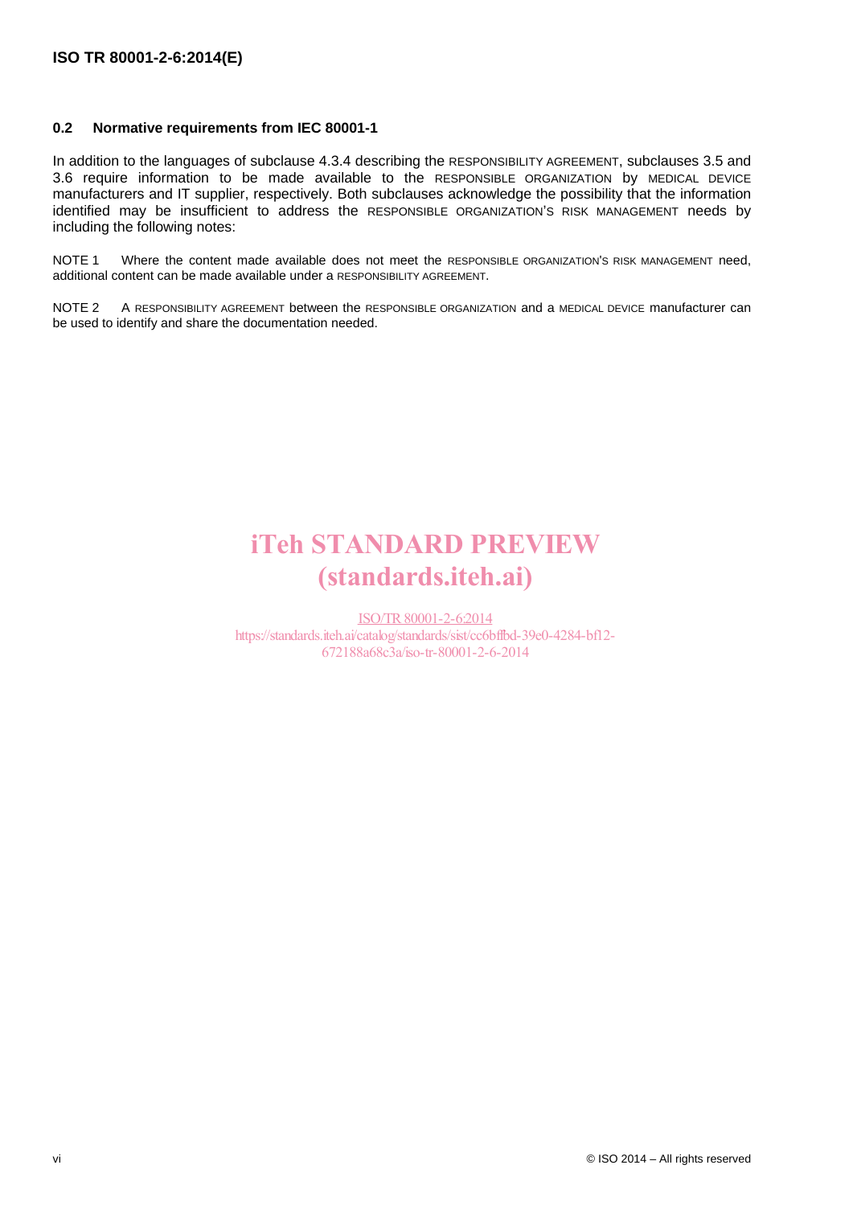### 0.2 Normative requirements from IEC 80001-1

In addition to the languages of subclause 4.3.4 describing the RESPONSIBILITY AGREEMENT, subclauses 3.5 and 3.6 require information to be made available to the RESPONSIBLE ORGANIZATION by MEDICAL DEVICE manufacturers and IT supplier, respectively. Both subclauses acknowledge the possibility that the information identified may be insufficient to address the RESPONSIBLE ORGANIZATION'S RISK MANAGEMENT needs by including the following notes:

NOTE 1 Where the content made available does not meet the RESPONSIBLE ORGANIZATION'S RISK MANAGEMENT need, additional content can be made available under a RESPONSIBILITY AGREEMENT.

NOTE 2 A RESPONSIBILITY AGREEMENT between the RESPONSIBLE ORGANIZATION and a MEDICAL DEVICE manufacturer can be used to identify and share the documentation needed.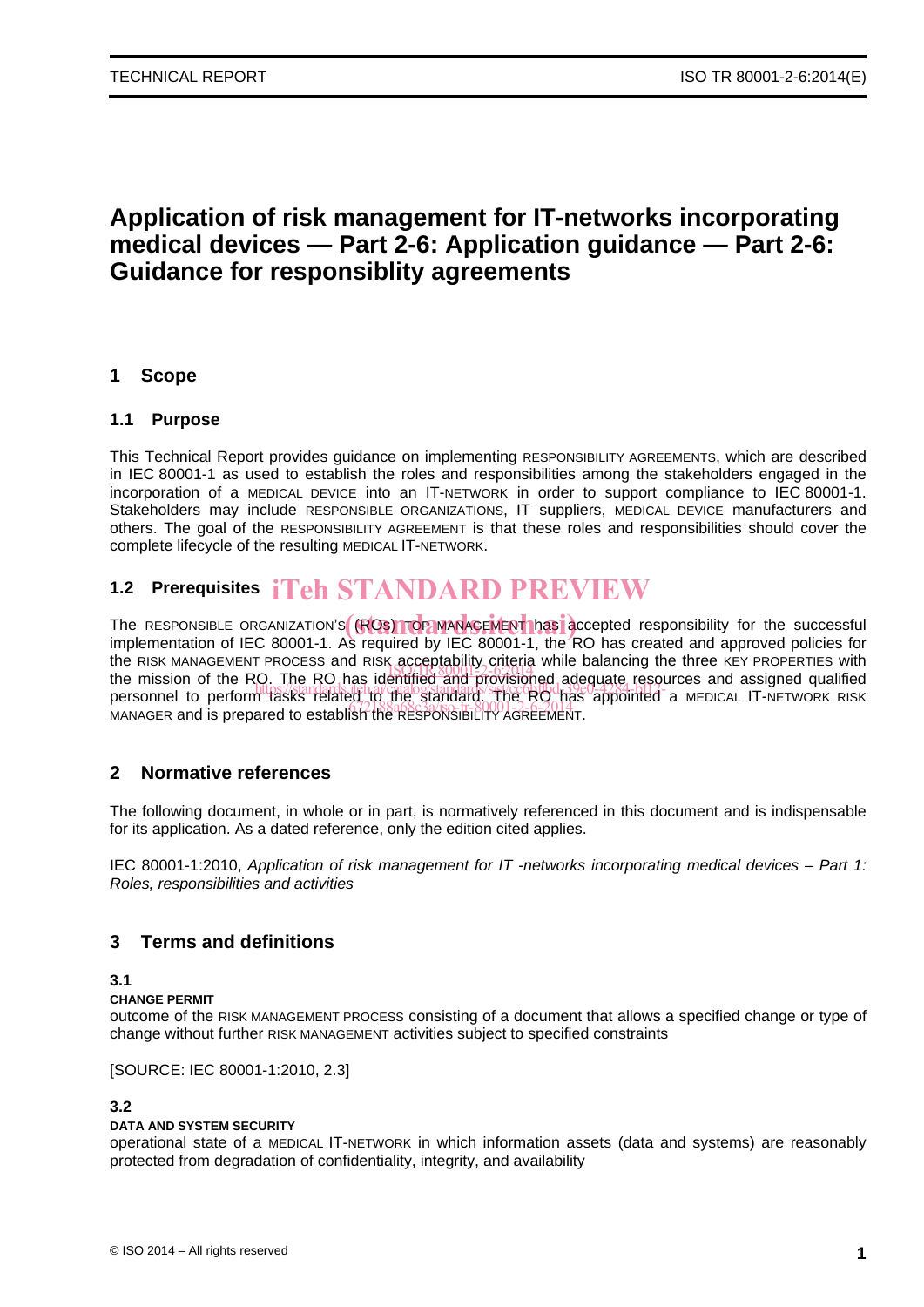# Application of risk management for IT-networks incorporating medical devices — Part 2-6: Application guidance — Part 2-6: Guidance for responsiblity agreements

## 1 Scope

### 1.1 Purpose

This Technical Report provides guidance on implementing RESPONSIBILITY AGREEMENTS, which are described in IEC 80001-1 as used to establish the roles and responsibilities among the stakeholders engaged in the incorporation of a MEDICAL DEVICE into an IT-NETWORK in order to support compliance to IEC 80001-1. Stakeholders may include RESPONSIBLE ORGANIZATIONS, IT suppliers, MEDICAL DEVICE manufacturers and others. The goal of the RESPONSIBILITY AGREEMENT is that these roles and responsibilities should cover the complete lifecycle of the resulting MEDICAL IT-NETWORK.

### 1.2 Prerequisites

The RESPONSIBLE ORGANIZATION'S (ROs) TOP MANAGEMENT has accepted responsibility for the successful implementation of IEC 80001-1. As required by IEC 80001-1, the RO has created and approved policies for the RISK MANAGEMENT PROCESS and RISK acceptability criteria while balancing the three KEY PROPERTIES with the mission of the RO. The RO has identified and provisioned adequate resources and assigned qualified personnel to perform tasks related to the standard. The RO has appointed a MEDICAL IT-NETWORK RISK MANAGER and is prepared to establish the RESPONSIBILITY AGREEMENT.

## 2 Normative references

The following document, in whole or in part, is normatively referenced in this document and is indispensable for its application. As a dated reference, only the edition cited applies.

IEC 80001-1:2010, *Application of risk management for IT -networks incorporating medical devices – Part 1: Roles, responsibilities and activities*

## 3 Terms and definitions

**3.1**
**CHANGE PERMIT**
outcome of the RISK MANAGEMENT PROCESS consisting of a document that allows a specified change or type of change without further RISK MANAGEMENT activities subject to specified constraints

[SOURCE: IEC 80001-1:2010, 2.3]

**3.2**
**DATA AND SYSTEM SECURITY**
operational state of a MEDICAL IT-NETWORK in which information assets (data and systems) are reasonably protected from degradation of confidentiality, integrity, and availability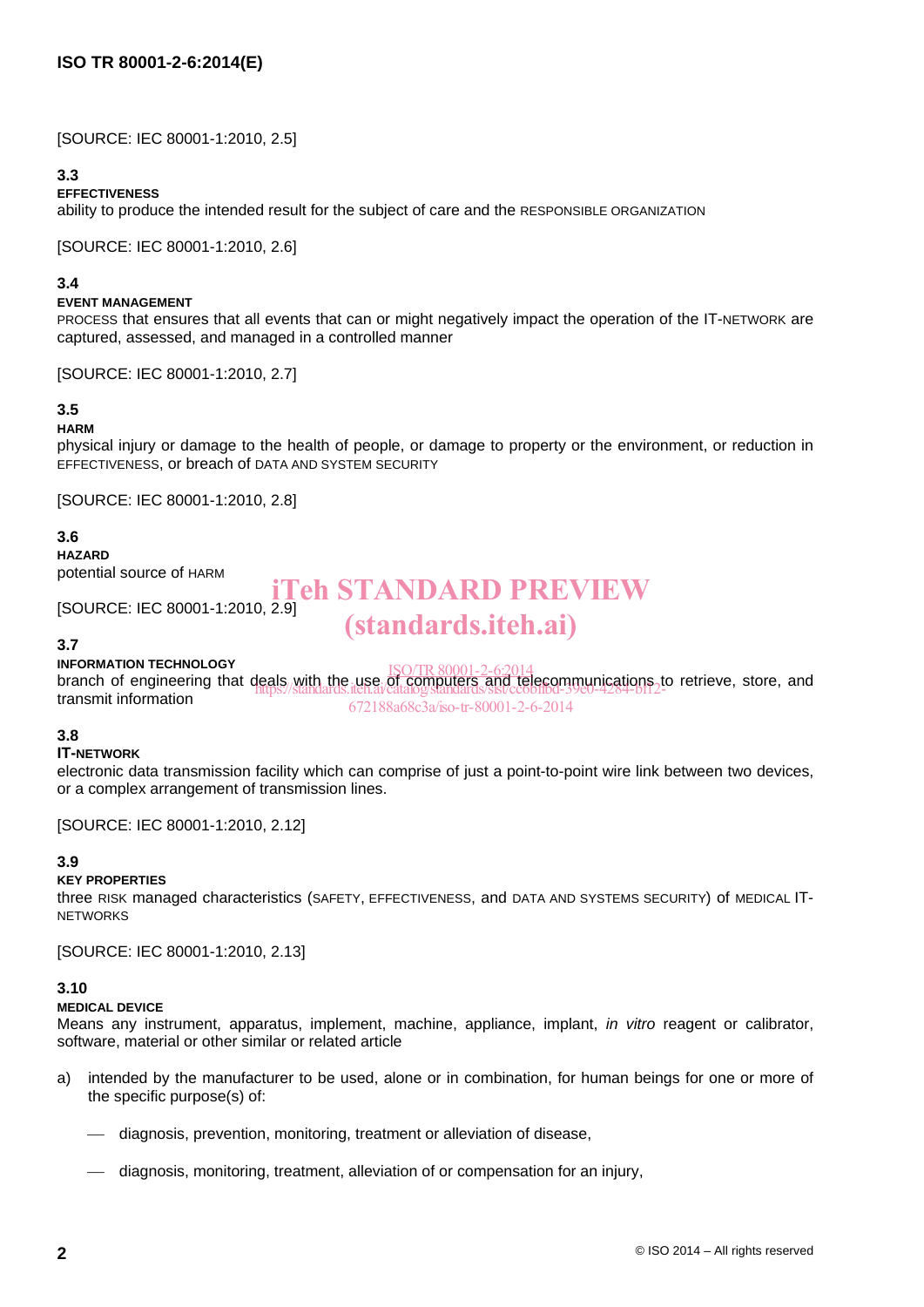[SOURCE: IEC 80001-1:2010, 2.5]

### 3.3

**EFFECTIVENESS**

ability to produce the intended result for the subject of care and the RESPONSIBLE ORGANIZATION

[SOURCE: IEC 80001-1:2010, 2.6]

### 3.4

**EVENT MANAGEMENT**

PROCESS that ensures that all events that can or might negatively impact the operation of the IT-NETWORK are captured, assessed, and managed in a controlled manner

[SOURCE: IEC 80001-1:2010, 2.7]

### 3.5

**HARM**

physical injury or damage to the health of people, or damage to property or the environment, or reduction in EFFECTIVENESS, or breach of DATA AND SYSTEM SECURITY

[SOURCE: IEC 80001-1:2010, 2.8]

### 3.6

**HAZARD**

potential source of HARM

[SOURCE: IEC 80001-1:2010, 2.9]

### 3.7

**INFORMATION TECHNOLOGY**

branch of engineering that deals with the use of computers and telecommunications to retrieve, store, and transmit information

### 3.8

**IT-NETWORK**

electronic data transmission facility which can comprise of just a point-to-point wire link between two devices, or a complex arrangement of transmission lines.

[SOURCE: IEC 80001-1:2010, 2.12]

### 3.9

**KEY PROPERTIES**

three RISK managed characteristics (SAFETY, EFFECTIVENESS, and DATA AND SYSTEMS SECURITY) of MEDICAL IT-NETWORKS

[SOURCE: IEC 80001-1:2010, 2.13]

### 3.10

**MEDICAL DEVICE**

Means any instrument, apparatus, implement, machine, appliance, implant, *in vitro* reagent or calibrator, software, material or other similar or related article

a) intended by the manufacturer to be used, alone or in combination, for human beings for one or more of the specific purpose(s) of:

 — diagnosis, prevention, monitoring, treatment or alleviation of disease,

 — diagnosis, monitoring, treatment, alleviation of or compensation for an injury,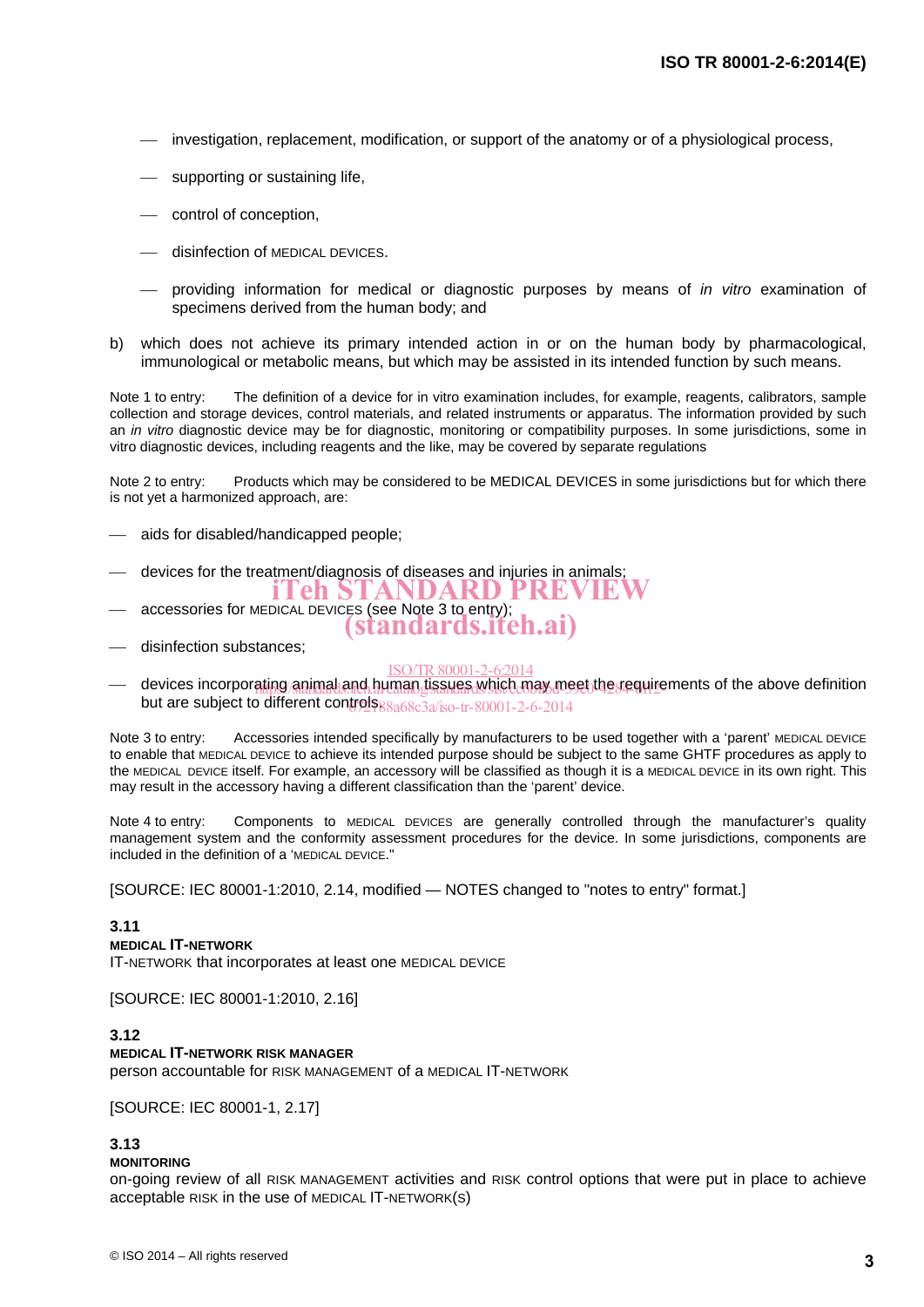- investigation, replacement, modification, or support of the anatomy or of a physiological process,
- supporting or sustaining life,
- control of conception,
- disinfection of MEDICAL DEVICES.
- providing information for medical or diagnostic purposes by means of *in vitro* examination of specimens derived from the human body; and

b) which does not achieve its primary intended action in or on the human body by pharmacological, immunological or metabolic means, but which may be assisted in its intended function by such means.

Note 1 to entry: The definition of a device for in vitro examination includes, for example, reagents, calibrators, sample collection and storage devices, control materials, and related instruments or apparatus. The information provided by such an *in vitro* diagnostic device may be for diagnostic, monitoring or compatibility purposes. In some jurisdictions, some in vitro diagnostic devices, including reagents and the like, may be covered by separate regulations

Note 2 to entry: Products which may be considered to be MEDICAL DEVICES in some jurisdictions but for which there is not yet a harmonized approach, are:

- aids for disabled/handicapped people;
- devices for the treatment/diagnosis of diseases and injuries in animals;
- accessories for MEDICAL DEVICES (see Note 3 to entry);
- disinfection substances;
- devices incorporating animal and human tissues which may meet the requirements of the above definition but are subject to different controls.

Note 3 to entry: Accessories intended specifically by manufacturers to be used together with a 'parent' MEDICAL DEVICE to enable that MEDICAL DEVICE to achieve its intended purpose should be subject to the same GHTF procedures as apply to the MEDICAL DEVICE itself. For example, an accessory will be classified as though it is a MEDICAL DEVICE in its own right. This may result in the accessory having a different classification than the 'parent' device.

Note 4 to entry: Components to MEDICAL DEVICES are generally controlled through the manufacturer's quality management system and the conformity assessment procedures for the device. In some jurisdictions, components are included in the definition of a 'MEDICAL DEVICE."

[SOURCE: IEC 80001-1:2010, 2.14, modified — NOTES changed to "notes to entry" format.]

**3.11**
**MEDICAL IT-NETWORK**
IT-NETWORK that incorporates at least one MEDICAL DEVICE

[SOURCE: IEC 80001-1:2010, 2.16]

**3.12**
**MEDICAL IT-NETWORK RISK MANAGER**
person accountable for RISK MANAGEMENT of a MEDICAL IT-NETWORK

[SOURCE: IEC 80001-1, 2.17]

**3.13**
**MONITORING**
on-going review of all RISK MANAGEMENT activities and RISK control options that were put in place to achieve acceptable RISK in the use of MEDICAL IT-NETWORK(S)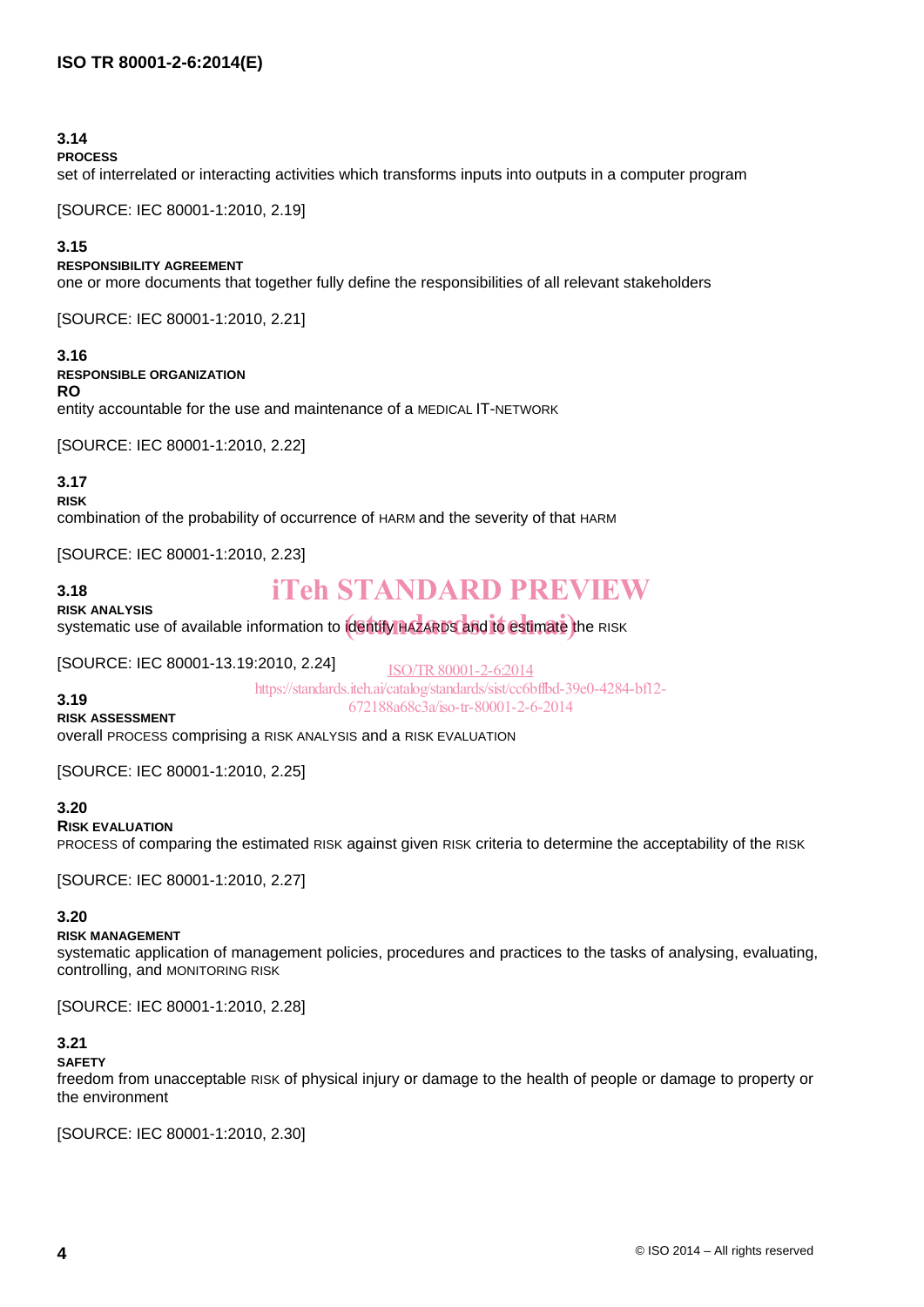### 3.14

**PROCESS**

set of interrelated or interacting activities which transforms inputs into outputs in a computer program

[SOURCE: IEC 80001-1:2010, 2.19]

### 3.15

**RESPONSIBILITY AGREEMENT**

one or more documents that together fully define the responsibilities of all relevant stakeholders

[SOURCE: IEC 80001-1:2010, 2.21]

### 3.16

**RESPONSIBLE ORGANIZATION**

**RO**

entity accountable for the use and maintenance of a MEDICAL IT-NETWORK

[SOURCE: IEC 80001-1:2010, 2.22]

### 3.17

**RISK**

combination of the probability of occurrence of HARM and the severity of that HARM

[SOURCE: IEC 80001-1:2010, 2.23]

### 3.18

**RISK ANALYSIS**

systematic use of available information to identify HAZARDS and to estimate the RISK

[SOURCE: IEC 80001-13.19:2010, 2.24]

### 3.19

**RISK ASSESSMENT**

overall PROCESS comprising a RISK ANALYSIS and a RISK EVALUATION

[SOURCE: IEC 80001-1:2010, 2.25]

### 3.20

**RISK EVALUATION**

PROCESS of comparing the estimated RISK against given RISK criteria to determine the acceptability of the RISK

[SOURCE: IEC 80001-1:2010, 2.27]

### 3.20

**RISK MANAGEMENT**

systematic application of management policies, procedures and practices to the tasks of analysing, evaluating, controlling, and MONITORING RISK

[SOURCE: IEC 80001-1:2010, 2.28]

### 3.21

**SAFETY**

freedom from unacceptable RISK of physical injury or damage to the health of people or damage to property or the environment

[SOURCE: IEC 80001-1:2010, 2.30]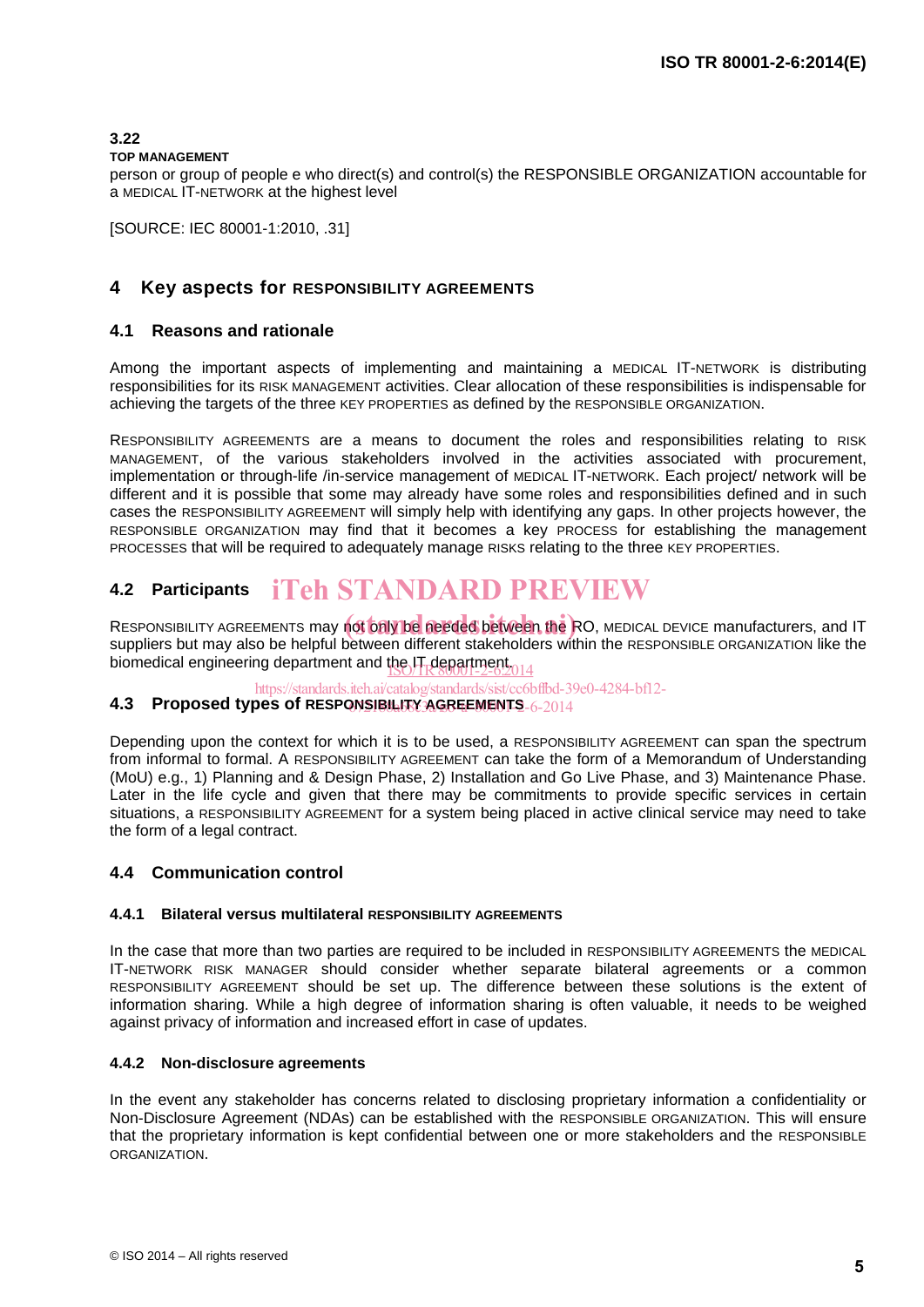**3.22**
**TOP MANAGEMENT**
person or group of people e who direct(s) and control(s) the RESPONSIBLE ORGANIZATION accountable for a MEDICAL IT-NETWORK at the highest level

[SOURCE: IEC 80001-1:2010, .31]

## 4 Key aspects for RESPONSIBILITY AGREEMENTS

### 4.1 Reasons and rationale

Among the important aspects of implementing and maintaining a MEDICAL IT-NETWORK is distributing responsibilities for its RISK MANAGEMENT activities. Clear allocation of these responsibilities is indispensable for achieving the targets of the three KEY PROPERTIES as defined by the RESPONSIBLE ORGANIZATION.

RESPONSIBILITY AGREEMENTS are a means to document the roles and responsibilities relating to RISK MANAGEMENT, of the various stakeholders involved in the activities associated with procurement, implementation or through-life /in-service management of MEDICAL IT-NETWORK. Each project/ network will be different and it is possible that some may already have some roles and responsibilities defined and in such cases the RESPONSIBILITY AGREEMENT will simply help with identifying any gaps. In other projects however, the RESPONSIBLE ORGANIZATION may find that it becomes a key PROCESS for establishing the management PROCESSES that will be required to adequately manage RISKS relating to the three KEY PROPERTIES.

### 4.2 Participants

RESPONSIBILITY AGREEMENTS may not only be needed between the RO, MEDICAL DEVICE manufacturers, and IT suppliers but may also be helpful between different stakeholders within the RESPONSIBLE ORGANIZATION like the biomedical engineering department and the IT department.

### 4.3 Proposed types of RESPONSIBILITY AGREEMENTS

Depending upon the context for which it is to be used, a RESPONSIBILITY AGREEMENT can span the spectrum from informal to formal. A RESPONSIBILITY AGREEMENT can take the form of a Memorandum of Understanding (MoU) e.g., 1) Planning and & Design Phase, 2) Installation and Go Live Phase, and 3) Maintenance Phase. Later in the life cycle and given that there may be commitments to provide specific services in certain situations, a RESPONSIBILITY AGREEMENT for a system being placed in active clinical service may need to take the form of a legal contract.

### 4.4 Communication control

#### 4.4.1 Bilateral versus multilateral RESPONSIBILITY AGREEMENTS

In the case that more than two parties are required to be included in RESPONSIBILITY AGREEMENTS the MEDICAL IT-NETWORK RISK MANAGER should consider whether separate bilateral agreements or a common RESPONSIBILITY AGREEMENT should be set up. The difference between these solutions is the extent of information sharing. While a high degree of information sharing is often valuable, it needs to be weighed against privacy of information and increased effort in case of updates.

#### 4.4.2 Non-disclosure agreements

In the event any stakeholder has concerns related to disclosing proprietary information a confidentiality or Non-Disclosure Agreement (NDAs) can be established with the RESPONSIBLE ORGANIZATION. This will ensure that the proprietary information is kept confidential between one or more stakeholders and the RESPONSIBLE ORGANIZATION.